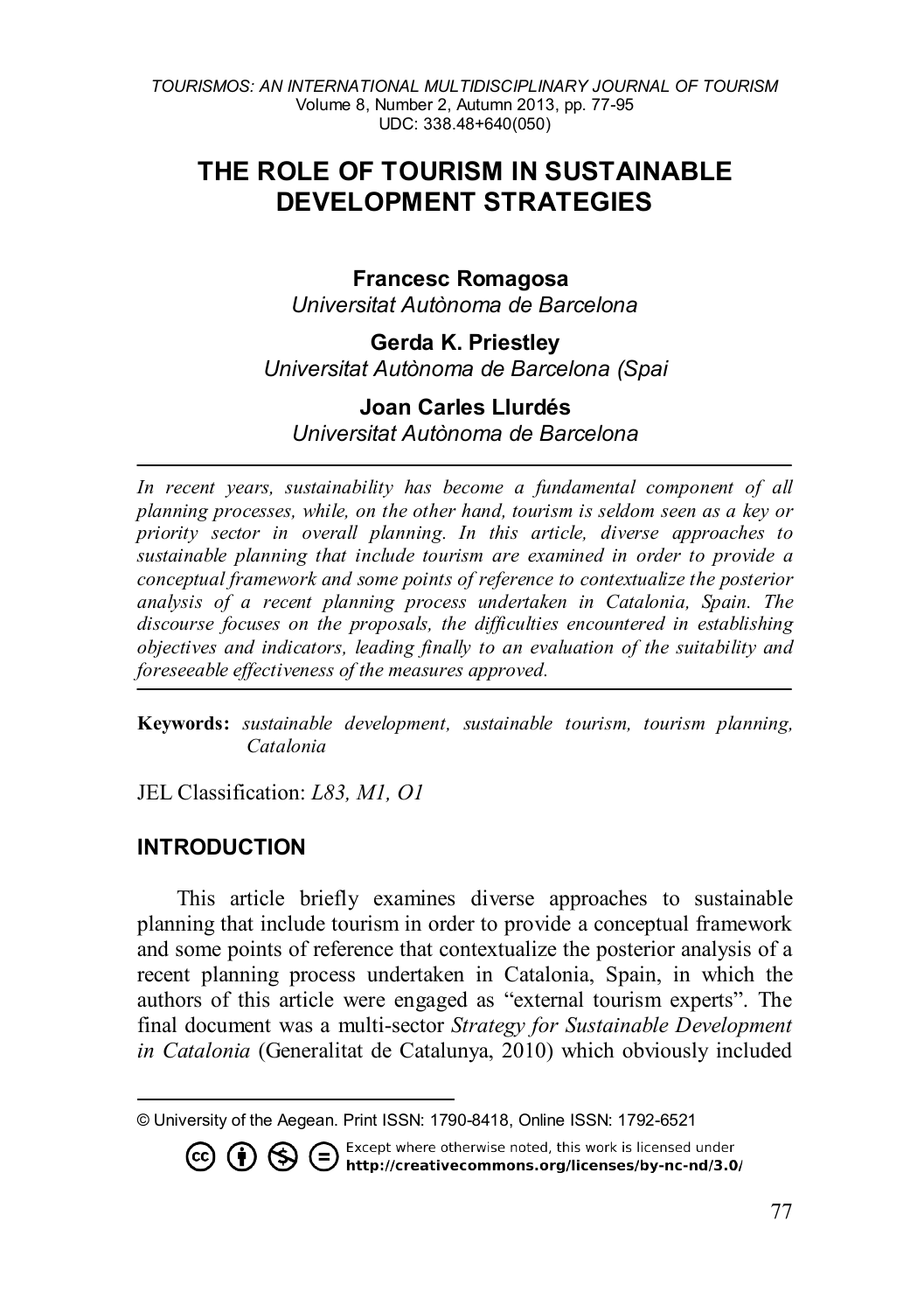# THE ROLE OF TOURISM IN SUSTAINABLE DEVELOPMENT STRATEGIES

**Francesc Romagosa**
*Universitat Autònoma de Barcelona*

**Gerda K. Priestley**
*Universitat Autònoma de Barcelona (Spai*

**Joan Carles Llurdés**
*Universitat Autònoma de Barcelona*

---

*In recent years, sustainability has become a fundamental component of all planning processes, while, on the other hand, tourism is seldom seen as a key or priority sector in overall planning. In this article, diverse approaches to sustainable planning that include tourism are examined in order to provide a conceptual framework and some points of reference to contextualize the posterior analysis of a recent planning process undertaken in Catalonia, Spain. The discourse focuses on the proposals, the difficulties encountered in establishing objectives and indicators, leading finally to an evaluation of the suitability and foreseeable effectiveness of the measures approved.*

---

**Keywords:** *sustainable development, sustainable tourism, tourism planning, Catalonia*

JEL Classification: *L83, M1, O1*

## INTRODUCTION

This article briefly examines diverse approaches to sustainable planning that include tourism in order to provide a conceptual framework and some points of reference that contextualize the posterior analysis of a recent planning process undertaken in Catalonia, Spain, in which the authors of this article were engaged as "external tourism experts". The final document was a multi-sector *Strategy for Sustainable Development in Catalonia* (Generalitat de Catalunya, 2010) which obviously included

---

© University of the Aegean. Print ISSN: 1790-8418, Online ISSN: 1792-6521

Except where otherwise noted, this work is licensed under **http://creativecommons.org/licenses/by-nc-nd/3.0/**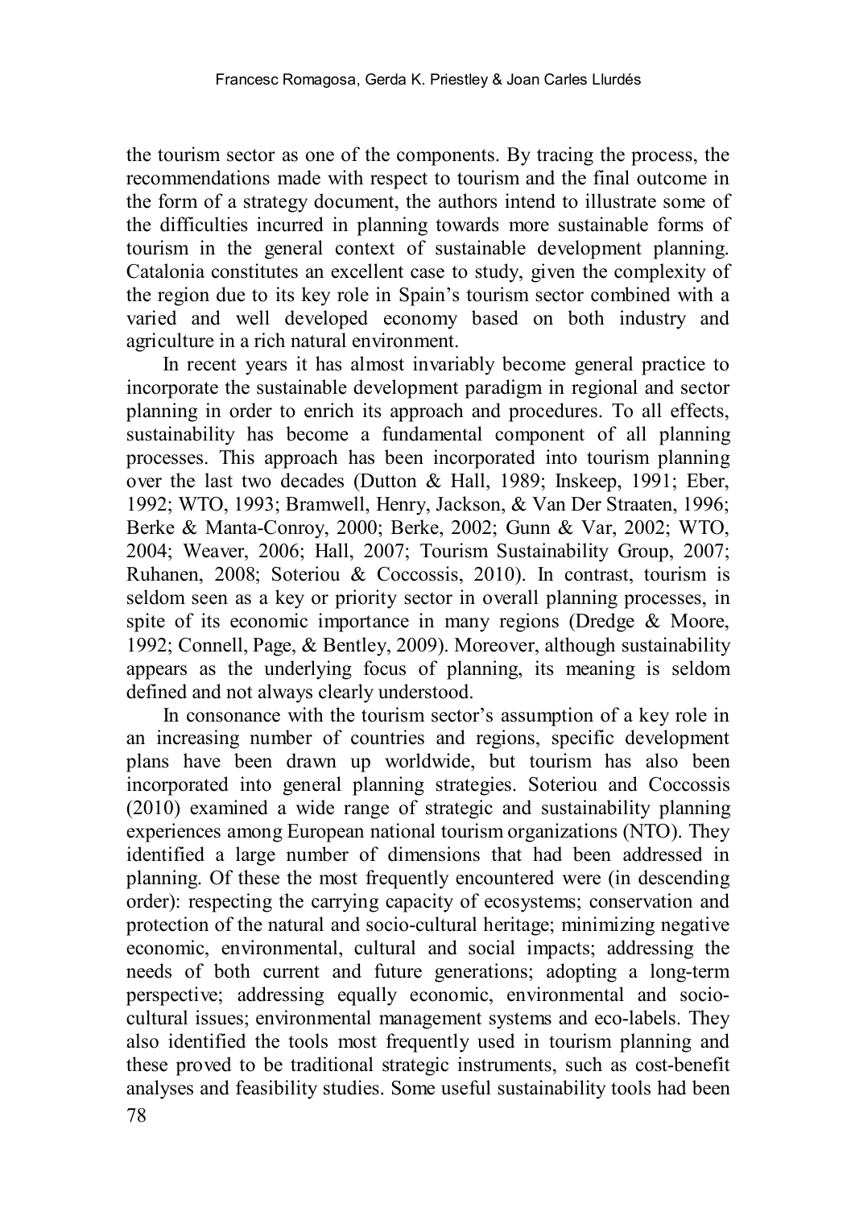the tourism sector as one of the components. By tracing the process, the recommendations made with respect to tourism and the final outcome in the form of a strategy document, the authors intend to illustrate some of the difficulties incurred in planning towards more sustainable forms of tourism in the general context of sustainable development planning. Catalonia constitutes an excellent case to study, given the complexity of the region due to its key role in Spain's tourism sector combined with a varied and well developed economy based on both industry and agriculture in a rich natural environment.

In recent years it has almost invariably become general practice to incorporate the sustainable development paradigm in regional and sector planning in order to enrich its approach and procedures. To all effects, sustainability has become a fundamental component of all planning processes. This approach has been incorporated into tourism planning over the last two decades (Dutton & Hall, 1989; Inskeep, 1991; Eber, 1992; WTO, 1993; Bramwell, Henry, Jackson, & Van Der Straaten, 1996; Berke & Manta-Conroy, 2000; Berke, 2002; Gunn & Var, 2002; WTO, 2004; Weaver, 2006; Hall, 2007; Tourism Sustainability Group, 2007; Ruhanen, 2008; Soteriou & Coccossis, 2010). In contrast, tourism is seldom seen as a key or priority sector in overall planning processes, in spite of its economic importance in many regions (Dredge & Moore, 1992; Connell, Page, & Bentley, 2009). Moreover, although sustainability appears as the underlying focus of planning, its meaning is seldom defined and not always clearly understood.

In consonance with the tourism sector's assumption of a key role in an increasing number of countries and regions, specific development plans have been drawn up worldwide, but tourism has also been incorporated into general planning strategies. Soteriou and Coccossis (2010) examined a wide range of strategic and sustainability planning experiences among European national tourism organizations (NTO). They identified a large number of dimensions that had been addressed in planning. Of these the most frequently encountered were (in descending order): respecting the carrying capacity of ecosystems; conservation and protection of the natural and socio-cultural heritage; minimizing negative economic, environmental, cultural and social impacts; addressing the needs of both current and future generations; adopting a long-term perspective; addressing equally economic, environmental and socio-cultural issues; environmental management systems and eco-labels. They also identified the tools most frequently used in tourism planning and these proved to be traditional strategic instruments, such as cost-benefit analyses and feasibility studies. Some useful sustainability tools had been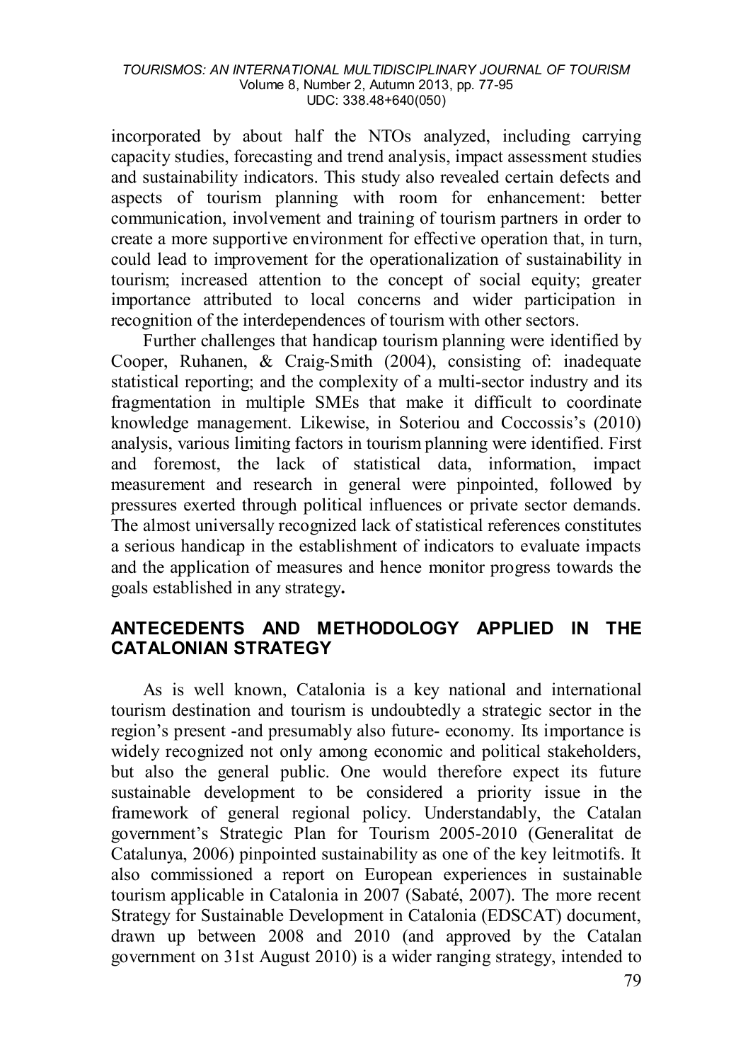incorporated by about half the NTOs analyzed, including carrying capacity studies, forecasting and trend analysis, impact assessment studies and sustainability indicators. This study also revealed certain defects and aspects of tourism planning with room for enhancement: better communication, involvement and training of tourism partners in order to create a more supportive environment for effective operation that, in turn, could lead to improvement for the operationalization of sustainability in tourism; increased attention to the concept of social equity; greater importance attributed to local concerns and wider participation in recognition of the interdependences of tourism with other sectors.

Further challenges that handicap tourism planning were identified by Cooper, Ruhanen, & Craig-Smith (2004), consisting of: inadequate statistical reporting; and the complexity of a multi-sector industry and its fragmentation in multiple SMEs that make it difficult to coordinate knowledge management. Likewise, in Soteriou and Coccossis's (2010) analysis, various limiting factors in tourism planning were identified. First and foremost, the lack of statistical data, information, impact measurement and research in general were pinpointed, followed by pressures exerted through political influences or private sector demands. The almost universally recognized lack of statistical references constitutes a serious handicap in the establishment of indicators to evaluate impacts and the application of measures and hence monitor progress towards the goals established in any strategy**.**

## ANTECEDENTS AND METHODOLOGY APPLIED IN THE CATALONIAN STRATEGY

As is well known, Catalonia is a key national and international tourism destination and tourism is undoubtedly a strategic sector in the region's present -and presumably also future- economy. Its importance is widely recognized not only among economic and political stakeholders, but also the general public. One would therefore expect its future sustainable development to be considered a priority issue in the framework of general regional policy. Understandably, the Catalan government's Strategic Plan for Tourism 2005-2010 (Generalitat de Catalunya, 2006) pinpointed sustainability as one of the key leitmotifs. It also commissioned a report on European experiences in sustainable tourism applicable in Catalonia in 2007 (Sabaté, 2007). The more recent Strategy for Sustainable Development in Catalonia (EDSCAT) document, drawn up between 2008 and 2010 (and approved by the Catalan government on 31st August 2010) is a wider ranging strategy, intended to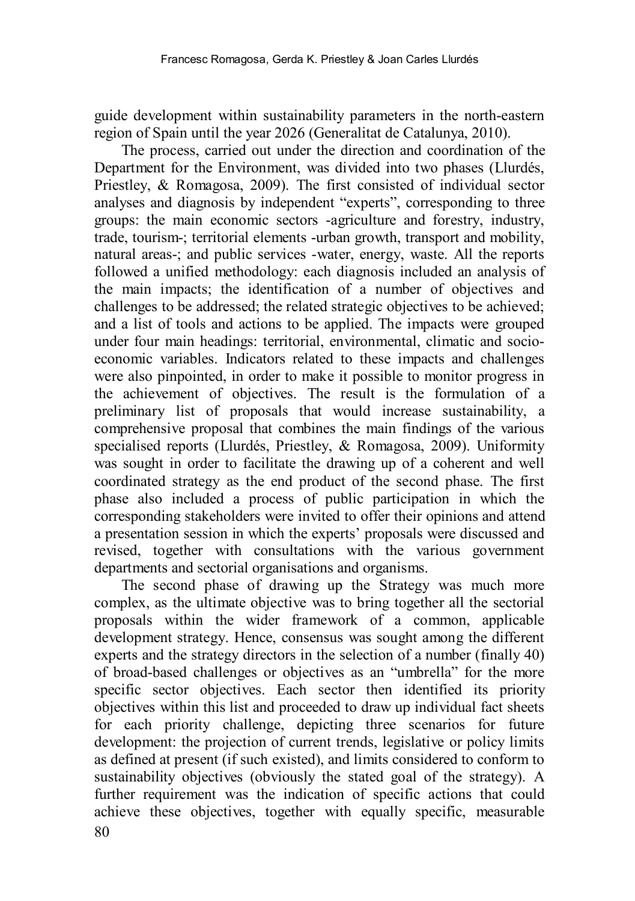guide development within sustainability parameters in the north-eastern region of Spain until the year 2026 (Generalitat de Catalunya, 2010).

The process, carried out under the direction and coordination of the Department for the Environment, was divided into two phases (Llurdés, Priestley, & Romagosa, 2009). The first consisted of individual sector analyses and diagnosis by independent "experts", corresponding to three groups: the main economic sectors -agriculture and forestry, industry, trade, tourism-; territorial elements -urban growth, transport and mobility, natural areas-; and public services -water, energy, waste. All the reports followed a unified methodology: each diagnosis included an analysis of the main impacts; the identification of a number of objectives and challenges to be addressed; the related strategic objectives to be achieved; and a list of tools and actions to be applied. The impacts were grouped under four main headings: territorial, environmental, climatic and socio-economic variables. Indicators related to these impacts and challenges were also pinpointed, in order to make it possible to monitor progress in the achievement of objectives. The result is the formulation of a preliminary list of proposals that would increase sustainability, a comprehensive proposal that combines the main findings of the various specialised reports (Llurdés, Priestley, & Romagosa, 2009). Uniformity was sought in order to facilitate the drawing up of a coherent and well coordinated strategy as the end product of the second phase. The first phase also included a process of public participation in which the corresponding stakeholders were invited to offer their opinions and attend a presentation session in which the experts' proposals were discussed and revised, together with consultations with the various government departments and sectorial organisations and organisms.

The second phase of drawing up the Strategy was much more complex, as the ultimate objective was to bring together all the sectorial proposals within the wider framework of a common, applicable development strategy. Hence, consensus was sought among the different experts and the strategy directors in the selection of a number (finally 40) of broad-based challenges or objectives as an "umbrella" for the more specific sector objectives. Each sector then identified its priority objectives within this list and proceeded to draw up individual fact sheets for each priority challenge, depicting three scenarios for future development: the projection of current trends, legislative or policy limits as defined at present (if such existed), and limits considered to conform to sustainability objectives (obviously the stated goal of the strategy). A further requirement was the indication of specific actions that could achieve these objectives, together with equally specific, measurable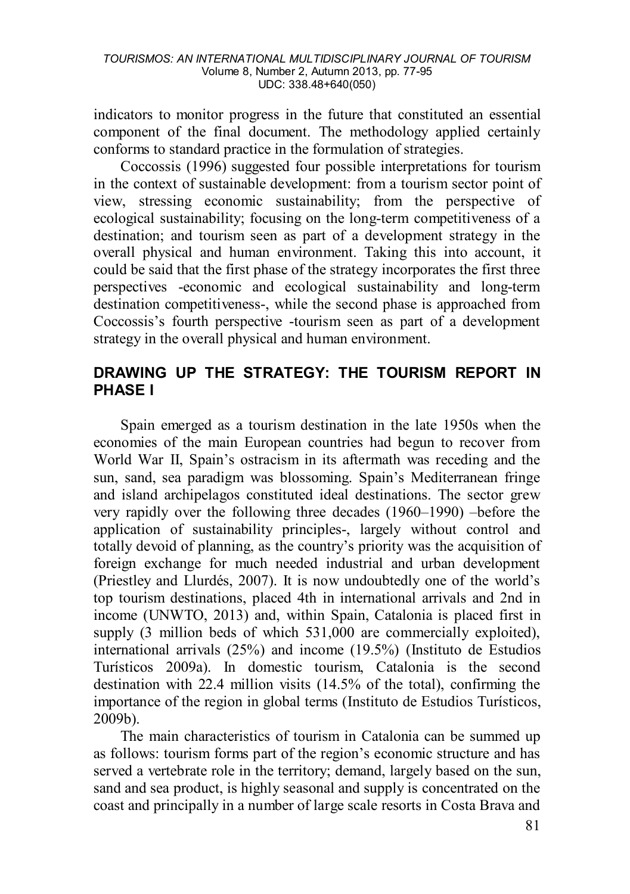indicators to monitor progress in the future that constituted an essential component of the final document. The methodology applied certainly conforms to standard practice in the formulation of strategies.

Coccossis (1996) suggested four possible interpretations for tourism in the context of sustainable development: from a tourism sector point of view, stressing economic sustainability; from the perspective of ecological sustainability; focusing on the long-term competitiveness of a destination; and tourism seen as part of a development strategy in the overall physical and human environment. Taking this into account, it could be said that the first phase of the strategy incorporates the first three perspectives -economic and ecological sustainability and long-term destination competitiveness-, while the second phase is approached from Coccossis's fourth perspective -tourism seen as part of a development strategy in the overall physical and human environment.

## DRAWING UP THE STRATEGY: THE TOURISM REPORT IN PHASE I

Spain emerged as a tourism destination in the late 1950s when the economies of the main European countries had begun to recover from World War II, Spain's ostracism in its aftermath was receding and the sun, sand, sea paradigm was blossoming. Spain's Mediterranean fringe and island archipelagos constituted ideal destinations. The sector grew very rapidly over the following three decades (1960–1990) –before the application of sustainability principles-, largely without control and totally devoid of planning, as the country's priority was the acquisition of foreign exchange for much needed industrial and urban development (Priestley and Llurdés, 2007). It is now undoubtedly one of the world's top tourism destinations, placed 4th in international arrivals and 2nd in income (UNWTO, 2013) and, within Spain, Catalonia is placed first in supply (3 million beds of which 531,000 are commercially exploited), international arrivals (25%) and income (19.5%) (Instituto de Estudios Turísticos 2009a). In domestic tourism, Catalonia is the second destination with 22.4 million visits (14.5% of the total), confirming the importance of the region in global terms (Instituto de Estudios Turísticos, 2009b).

The main characteristics of tourism in Catalonia can be summed up as follows: tourism forms part of the region's economic structure and has served a vertebrate role in the territory; demand, largely based on the sun, sand and sea product, is highly seasonal and supply is concentrated on the coast and principally in a number of large scale resorts in Costa Brava and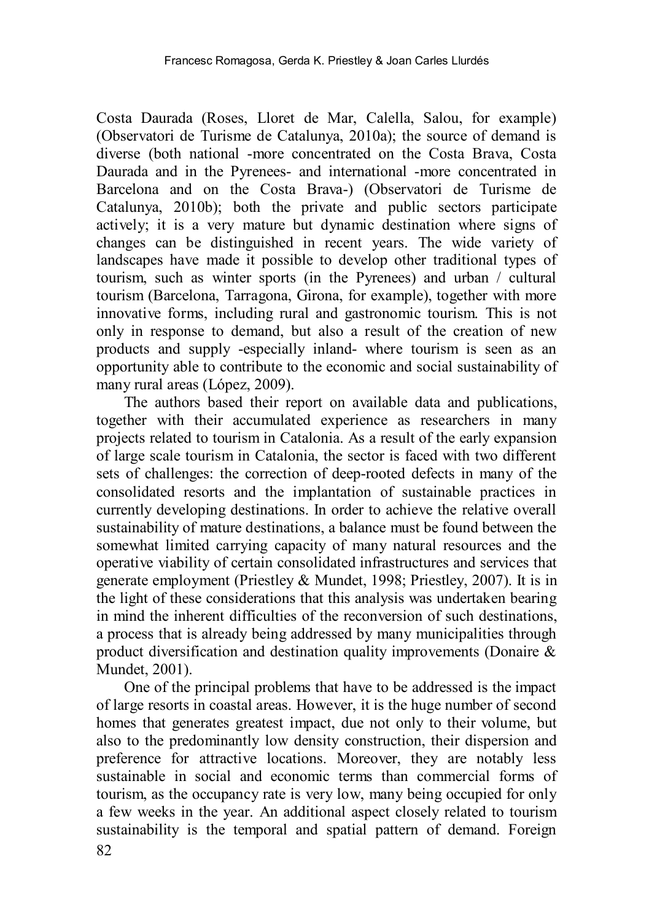Costa Daurada (Roses, Lloret de Mar, Calella, Salou, for example) (Observatori de Turisme de Catalunya, 2010a); the source of demand is diverse (both national -more concentrated on the Costa Brava, Costa Daurada and in the Pyrenees- and international -more concentrated in Barcelona and on the Costa Brava-) (Observatori de Turisme de Catalunya, 2010b); both the private and public sectors participate actively; it is a very mature but dynamic destination where signs of changes can be distinguished in recent years. The wide variety of landscapes have made it possible to develop other traditional types of tourism, such as winter sports (in the Pyrenees) and urban / cultural tourism (Barcelona, Tarragona, Girona, for example), together with more innovative forms, including rural and gastronomic tourism. This is not only in response to demand, but also a result of the creation of new products and supply -especially inland- where tourism is seen as an opportunity able to contribute to the economic and social sustainability of many rural areas (López, 2009).

The authors based their report on available data and publications, together with their accumulated experience as researchers in many projects related to tourism in Catalonia. As a result of the early expansion of large scale tourism in Catalonia, the sector is faced with two different sets of challenges: the correction of deep-rooted defects in many of the consolidated resorts and the implantation of sustainable practices in currently developing destinations. In order to achieve the relative overall sustainability of mature destinations, a balance must be found between the somewhat limited carrying capacity of many natural resources and the operative viability of certain consolidated infrastructures and services that generate employment (Priestley & Mundet, 1998; Priestley, 2007). It is in the light of these considerations that this analysis was undertaken bearing in mind the inherent difficulties of the reconversion of such destinations, a process that is already being addressed by many municipalities through product diversification and destination quality improvements (Donaire & Mundet, 2001).

One of the principal problems that have to be addressed is the impact of large resorts in coastal areas. However, it is the huge number of second homes that generates greatest impact, due not only to their volume, but also to the predominantly low density construction, their dispersion and preference for attractive locations. Moreover, they are notably less sustainable in social and economic terms than commercial forms of tourism, as the occupancy rate is very low, many being occupied for only a few weeks in the year. An additional aspect closely related to tourism sustainability is the temporal and spatial pattern of demand. Foreign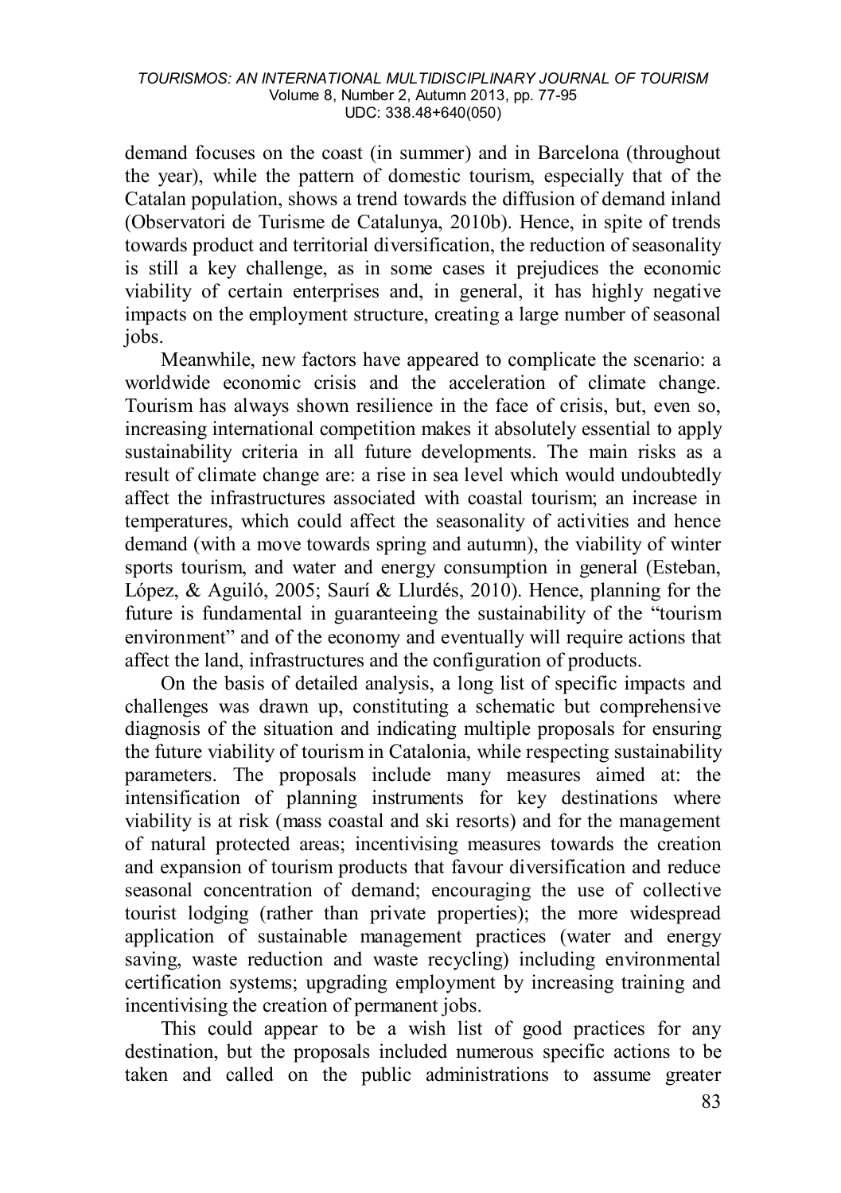demand focuses on the coast (in summer) and in Barcelona (throughout the year), while the pattern of domestic tourism, especially that of the Catalan population, shows a trend towards the diffusion of demand inland (Observatori de Turisme de Catalunya, 2010b). Hence, in spite of trends towards product and territorial diversification, the reduction of seasonality is still a key challenge, as in some cases it prejudices the economic viability of certain enterprises and, in general, it has highly negative impacts on the employment structure, creating a large number of seasonal jobs.

Meanwhile, new factors have appeared to complicate the scenario: a worldwide economic crisis and the acceleration of climate change. Tourism has always shown resilience in the face of crisis, but, even so, increasing international competition makes it absolutely essential to apply sustainability criteria in all future developments. The main risks as a result of climate change are: a rise in sea level which would undoubtedly affect the infrastructures associated with coastal tourism; an increase in temperatures, which could affect the seasonality of activities and hence demand (with a move towards spring and autumn), the viability of winter sports tourism, and water and energy consumption in general (Esteban, López, & Aguiló, 2005; Saurí & Llurdés, 2010). Hence, planning for the future is fundamental in guaranteeing the sustainability of the "tourism environment" and of the economy and eventually will require actions that affect the land, infrastructures and the configuration of products.

On the basis of detailed analysis, a long list of specific impacts and challenges was drawn up, constituting a schematic but comprehensive diagnosis of the situation and indicating multiple proposals for ensuring the future viability of tourism in Catalonia, while respecting sustainability parameters. The proposals include many measures aimed at: the intensification of planning instruments for key destinations where viability is at risk (mass coastal and ski resorts) and for the management of natural protected areas; incentivising measures towards the creation and expansion of tourism products that favour diversification and reduce seasonal concentration of demand; encouraging the use of collective tourist lodging (rather than private properties); the more widespread application of sustainable management practices (water and energy saving, waste reduction and waste recycling) including environmental certification systems; upgrading employment by increasing training and incentivising the creation of permanent jobs.

This could appear to be a wish list of good practices for any destination, but the proposals included numerous specific actions to be taken and called on the public administrations to assume greater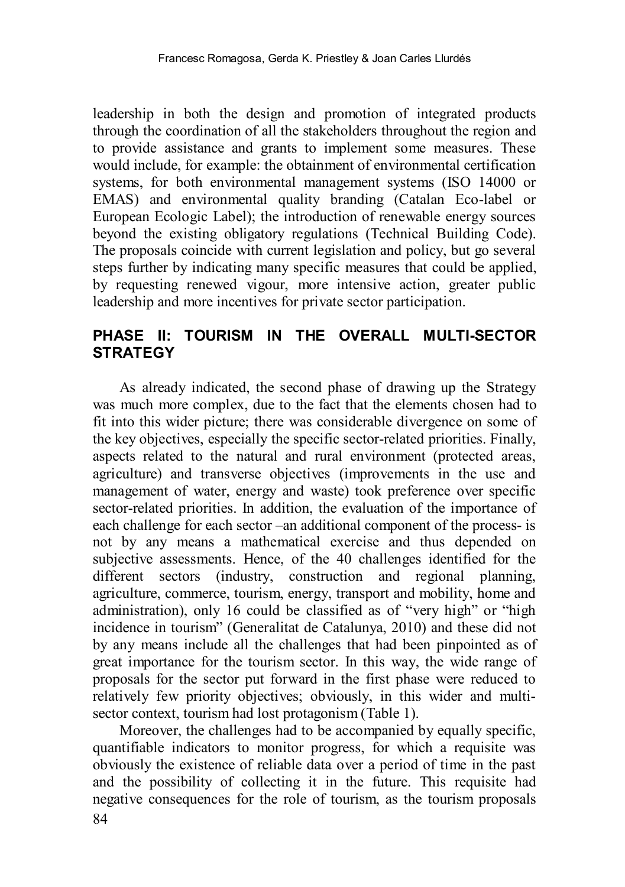leadership in both the design and promotion of integrated products through the coordination of all the stakeholders throughout the region and to provide assistance and grants to implement some measures. These would include, for example: the obtainment of environmental certification systems, for both environmental management systems (ISO 14000 or EMAS) and environmental quality branding (Catalan Eco-label or European Ecologic Label); the introduction of renewable energy sources beyond the existing obligatory regulations (Technical Building Code). The proposals coincide with current legislation and policy, but go several steps further by indicating many specific measures that could be applied, by requesting renewed vigour, more intensive action, greater public leadership and more incentives for private sector participation.

## PHASE II: TOURISM IN THE OVERALL MULTI-SECTOR STRATEGY

As already indicated, the second phase of drawing up the Strategy was much more complex, due to the fact that the elements chosen had to fit into this wider picture; there was considerable divergence on some of the key objectives, especially the specific sector-related priorities. Finally, aspects related to the natural and rural environment (protected areas, agriculture) and transverse objectives (improvements in the use and management of water, energy and waste) took preference over specific sector-related priorities. In addition, the evaluation of the importance of each challenge for each sector –an additional component of the process- is not by any means a mathematical exercise and thus depended on subjective assessments. Hence, of the 40 challenges identified for the different sectors (industry, construction and regional planning, agriculture, commerce, tourism, energy, transport and mobility, home and administration), only 16 could be classified as of "very high" or "high incidence in tourism" (Generalitat de Catalunya, 2010) and these did not by any means include all the challenges that had been pinpointed as of great importance for the tourism sector. In this way, the wide range of proposals for the sector put forward in the first phase were reduced to relatively few priority objectives; obviously, in this wider and multi-sector context, tourism had lost protagonism (Table 1).

Moreover, the challenges had to be accompanied by equally specific, quantifiable indicators to monitor progress, for which a requisite was obviously the existence of reliable data over a period of time in the past and the possibility of collecting it in the future. This requisite had negative consequences for the role of tourism, as the tourism proposals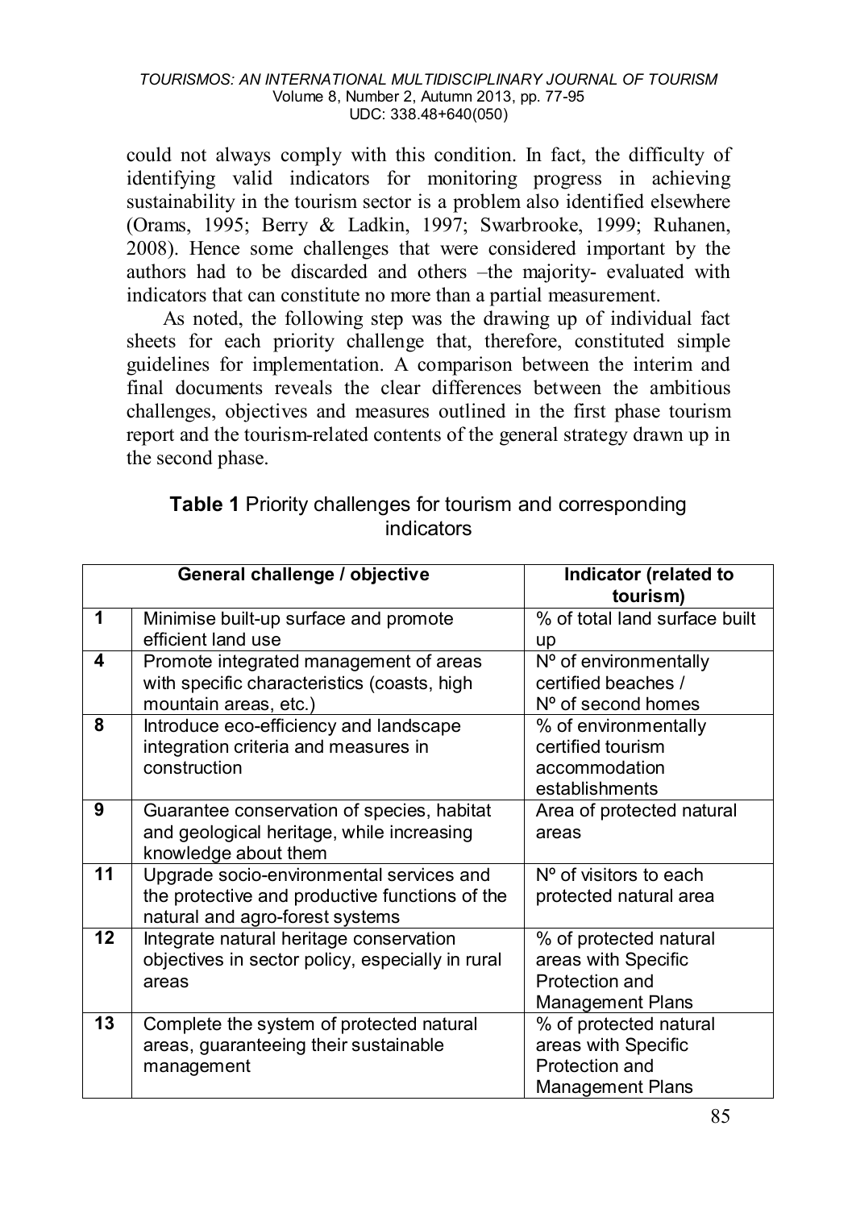could not always comply with this condition. In fact, the difficulty of identifying valid indicators for monitoring progress in achieving sustainability in the tourism sector is a problem also identified elsewhere (Orams, 1995; Berry & Ladkin, 1997; Swarbrooke, 1999; Ruhanen, 2008). Hence some challenges that were considered important by the authors had to be discarded and others –the majority- evaluated with indicators that can constitute no more than a partial measurement.

As noted, the following step was the drawing up of individual fact sheets for each priority challenge that, therefore, constituted simple guidelines for implementation. A comparison between the interim and final documents reveals the clear differences between the ambitious challenges, objectives and measures outlined in the first phase tourism report and the tourism-related contents of the general strategy drawn up in the second phase.

**Table 1** Priority challenges for tourism and corresponding indicators

| General challenge / objective | | Indicator (related to tourism) |
|---|---|---|
| 1 | Minimise built-up surface and promote efficient land use | % of total land surface built up |
| 4 | Promote integrated management of areas with specific characteristics (coasts, high mountain areas, etc.) | Nº of environmentally certified beaches / Nº of second homes |
| 8 | Introduce eco-efficiency and landscape integration criteria and measures in construction | % of environmentally certified tourism accommodation establishments |
| 9 | Guarantee conservation of species, habitat and geological heritage, while increasing knowledge about them | Area of protected natural areas |
| 11 | Upgrade socio-environmental services and the protective and productive functions of the natural and agro-forest systems | Nº of visitors to each protected natural area |
| 12 | Integrate natural heritage conservation objectives in sector policy, especially in rural areas | % of protected natural areas with Specific Protection and Management Plans |
| 13 | Complete the system of protected natural areas, guaranteeing their sustainable management | % of protected natural areas with Specific Protection and Management Plans |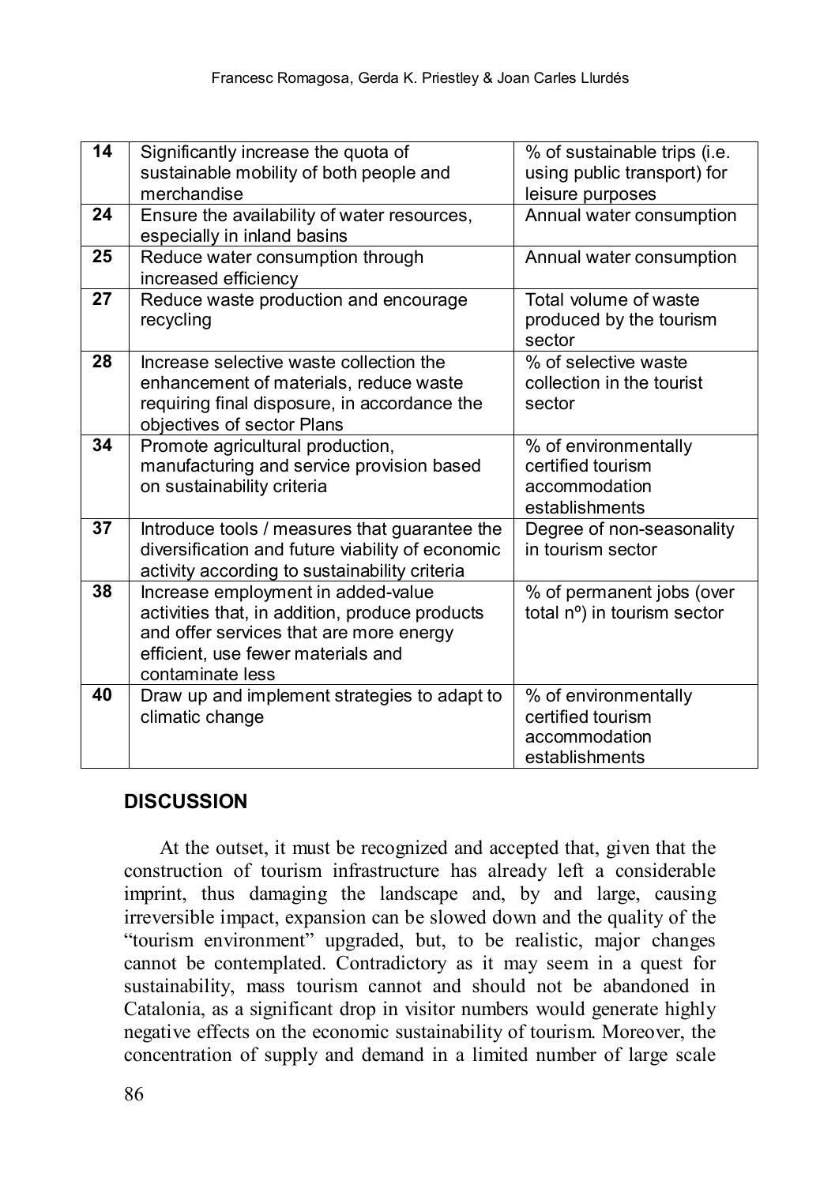| | | |
|---|---|---|
| 14 | Significantly increase the quota of sustainable mobility of both people and merchandise | % of sustainable trips (i.e. using public transport) for leisure purposes |
| 24 | Ensure the availability of water resources, especially in inland basins | Annual water consumption |
| 25 | Reduce water consumption through increased efficiency | Annual water consumption |
| 27 | Reduce waste production and encourage recycling | Total volume of waste produced by the tourism sector |
| 28 | Increase selective waste collection the enhancement of materials, reduce waste requiring final disposure, in accordance the objectives of sector Plans | % of selective waste collection in the tourist sector |
| 34 | Promote agricultural production, manufacturing and service provision based on sustainability criteria | % of environmentally certified tourism accommodation establishments |
| 37 | Introduce tools / measures that guarantee the diversification and future viability of economic activity according to sustainability criteria | Degree of non-seasonality in tourism sector |
| 38 | Increase employment in added-value activities that, in addition, produce products and offer services that are more energy efficient, use fewer materials and contaminate less | % of permanent jobs (over total nº) in tourism sector |
| 40 | Draw up and implement strategies to adapt to climatic change | % of environmentally certified tourism accommodation establishments |

## DISCUSSION

At the outset, it must be recognized and accepted that, given that the construction of tourism infrastructure has already left a considerable imprint, thus damaging the landscape and, by and large, causing irreversible impact, expansion can be slowed down and the quality of the "tourism environment" upgraded, but, to be realistic, major changes cannot be contemplated. Contradictory as it may seem in a quest for sustainability, mass tourism cannot and should not be abandoned in Catalonia, as a significant drop in visitor numbers would generate highly negative effects on the economic sustainability of tourism. Moreover, the concentration of supply and demand in a limited number of large scale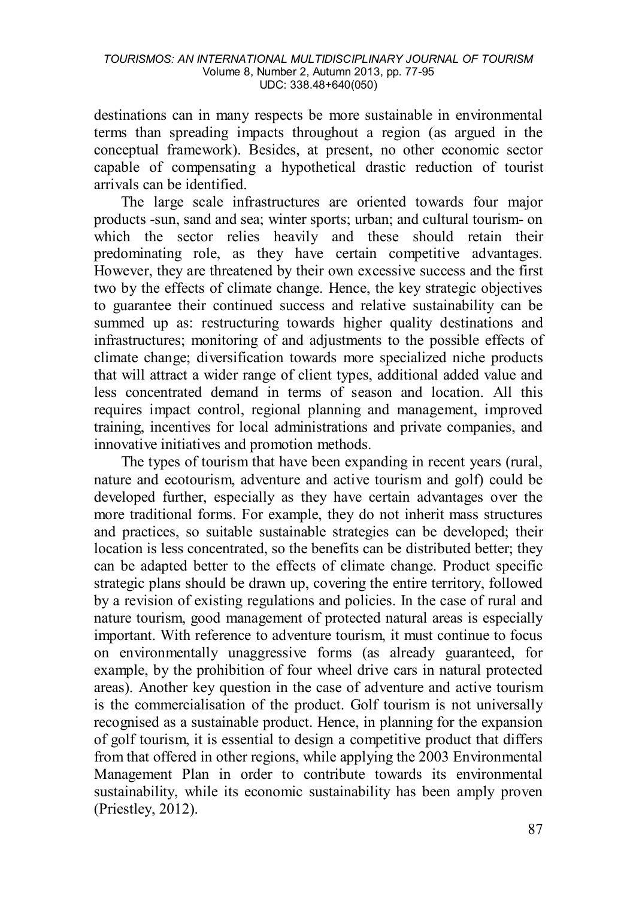destinations can in many respects be more sustainable in environmental terms than spreading impacts throughout a region (as argued in the conceptual framework). Besides, at present, no other economic sector capable of compensating a hypothetical drastic reduction of tourist arrivals can be identified.

The large scale infrastructures are oriented towards four major products -sun, sand and sea; winter sports; urban; and cultural tourism- on which the sector relies heavily and these should retain their predominating role, as they have certain competitive advantages. However, they are threatened by their own excessive success and the first two by the effects of climate change. Hence, the key strategic objectives to guarantee their continued success and relative sustainability can be summed up as: restructuring towards higher quality destinations and infrastructures; monitoring of and adjustments to the possible effects of climate change; diversification towards more specialized niche products that will attract a wider range of client types, additional added value and less concentrated demand in terms of season and location. All this requires impact control, regional planning and management, improved training, incentives for local administrations and private companies, and innovative initiatives and promotion methods.

The types of tourism that have been expanding in recent years (rural, nature and ecotourism, adventure and active tourism and golf) could be developed further, especially as they have certain advantages over the more traditional forms. For example, they do not inherit mass structures and practices, so suitable sustainable strategies can be developed; their location is less concentrated, so the benefits can be distributed better; they can be adapted better to the effects of climate change. Product specific strategic plans should be drawn up, covering the entire territory, followed by a revision of existing regulations and policies. In the case of rural and nature tourism, good management of protected natural areas is especially important. With reference to adventure tourism, it must continue to focus on environmentally unaggressive forms (as already guaranteed, for example, by the prohibition of four wheel drive cars in natural protected areas). Another key question in the case of adventure and active tourism is the commercialisation of the product. Golf tourism is not universally recognised as a sustainable product. Hence, in planning for the expansion of golf tourism, it is essential to design a competitive product that differs from that offered in other regions, while applying the 2003 Environmental Management Plan in order to contribute towards its environmental sustainability, while its economic sustainability has been amply proven (Priestley, 2012).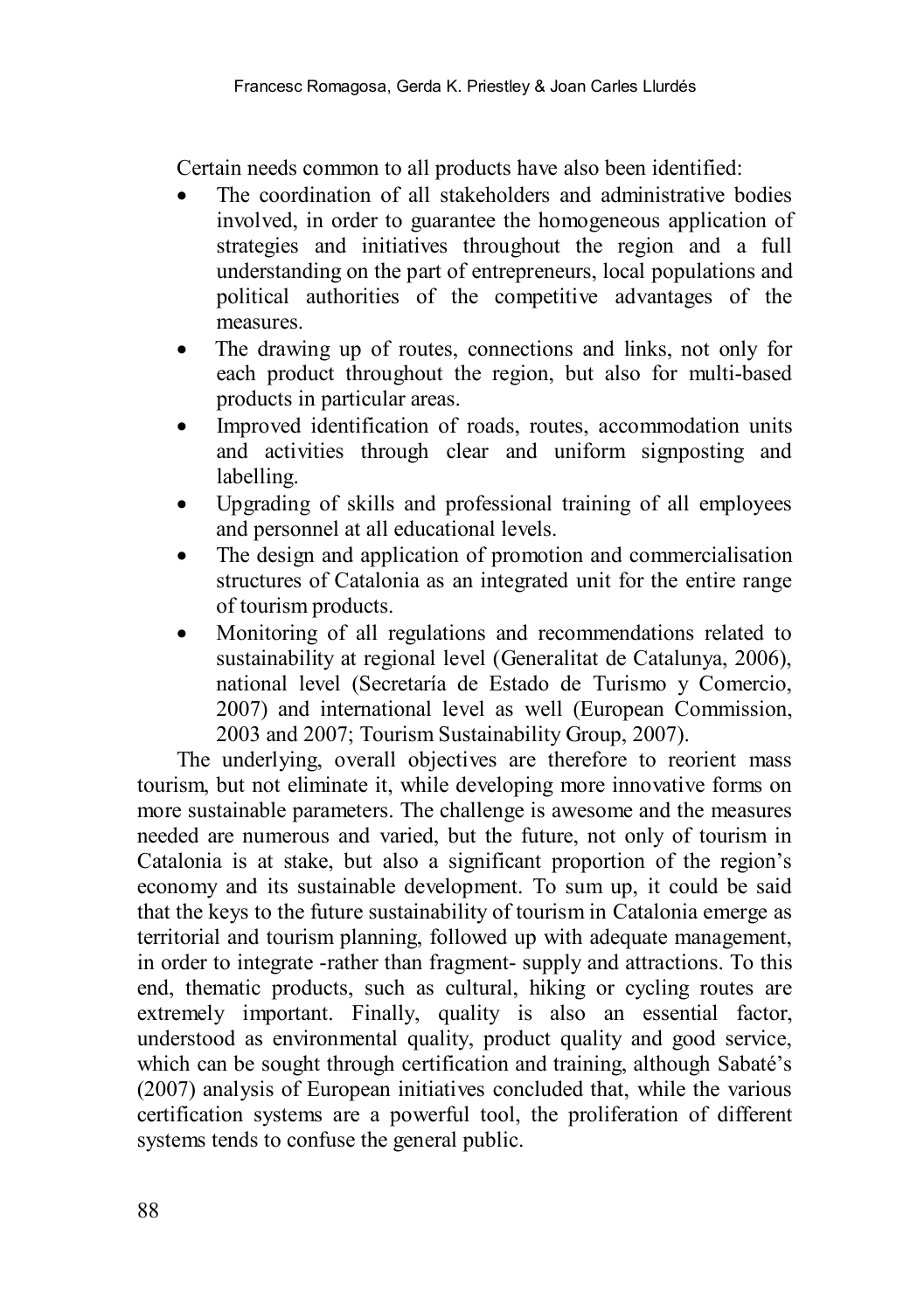Certain needs common to all products have also been identified:

- The coordination of all stakeholders and administrative bodies involved, in order to guarantee the homogeneous application of strategies and initiatives throughout the region and a full understanding on the part of entrepreneurs, local populations and political authorities of the competitive advantages of the measures.
- The drawing up of routes, connections and links, not only for each product throughout the region, but also for multi-based products in particular areas.
- Improved identification of roads, routes, accommodation units and activities through clear and uniform signposting and labelling.
- Upgrading of skills and professional training of all employees and personnel at all educational levels.
- The design and application of promotion and commercialisation structures of Catalonia as an integrated unit for the entire range of tourism products.
- Monitoring of all regulations and recommendations related to sustainability at regional level (Generalitat de Catalunya, 2006), national level (Secretaría de Estado de Turismo y Comercio, 2007) and international level as well (European Commission, 2003 and 2007; Tourism Sustainability Group, 2007).

The underlying, overall objectives are therefore to reorient mass tourism, but not eliminate it, while developing more innovative forms on more sustainable parameters. The challenge is awesome and the measures needed are numerous and varied, but the future, not only of tourism in Catalonia is at stake, but also a significant proportion of the region's economy and its sustainable development. To sum up, it could be said that the keys to the future sustainability of tourism in Catalonia emerge as territorial and tourism planning, followed up with adequate management, in order to integrate -rather than fragment- supply and attractions. To this end, thematic products, such as cultural, hiking or cycling routes are extremely important. Finally, quality is also an essential factor, understood as environmental quality, product quality and good service, which can be sought through certification and training, although Sabaté's (2007) analysis of European initiatives concluded that, while the various certification systems are a powerful tool, the proliferation of different systems tends to confuse the general public.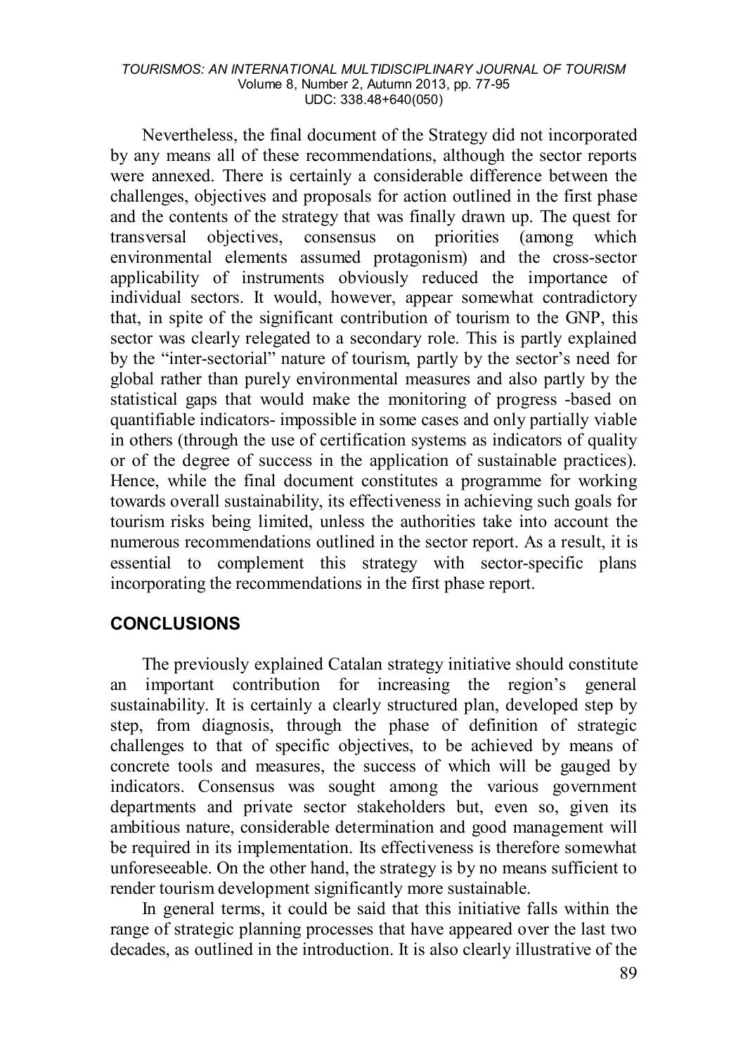Nevertheless, the final document of the Strategy did not incorporated by any means all of these recommendations, although the sector reports were annexed. There is certainly a considerable difference between the challenges, objectives and proposals for action outlined in the first phase and the contents of the strategy that was finally drawn up. The quest for transversal objectives, consensus on priorities (among which environmental elements assumed protagonism) and the cross-sector applicability of instruments obviously reduced the importance of individual sectors. It would, however, appear somewhat contradictory that, in spite of the significant contribution of tourism to the GNP, this sector was clearly relegated to a secondary role. This is partly explained by the "inter-sectorial" nature of tourism, partly by the sector's need for global rather than purely environmental measures and also partly by the statistical gaps that would make the monitoring of progress -based on quantifiable indicators- impossible in some cases and only partially viable in others (through the use of certification systems as indicators of quality or of the degree of success in the application of sustainable practices). Hence, while the final document constitutes a programme for working towards overall sustainability, its effectiveness in achieving such goals for tourism risks being limited, unless the authorities take into account the numerous recommendations outlined in the sector report. As a result, it is essential to complement this strategy with sector-specific plans incorporating the recommendations in the first phase report.

## CONCLUSIONS

The previously explained Catalan strategy initiative should constitute an important contribution for increasing the region's general sustainability. It is certainly a clearly structured plan, developed step by step, from diagnosis, through the phase of definition of strategic challenges to that of specific objectives, to be achieved by means of concrete tools and measures, the success of which will be gauged by indicators. Consensus was sought among the various government departments and private sector stakeholders but, even so, given its ambitious nature, considerable determination and good management will be required in its implementation. Its effectiveness is therefore somewhat unforeseeable. On the other hand, the strategy is by no means sufficient to render tourism development significantly more sustainable.

In general terms, it could be said that this initiative falls within the range of strategic planning processes that have appeared over the last two decades, as outlined in the introduction. It is also clearly illustrative of the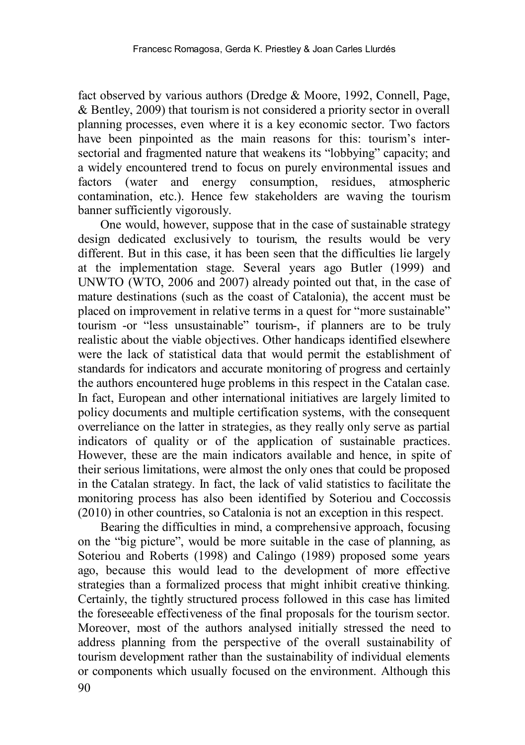fact observed by various authors (Dredge & Moore, 1992, Connell, Page, & Bentley, 2009) that tourism is not considered a priority sector in overall planning processes, even where it is a key economic sector. Two factors have been pinpointed as the main reasons for this: tourism's inter-sectorial and fragmented nature that weakens its "lobbying" capacity; and a widely encountered trend to focus on purely environmental issues and factors (water and energy consumption, residues, atmospheric contamination, etc.). Hence few stakeholders are waving the tourism banner sufficiently vigorously.

One would, however, suppose that in the case of sustainable strategy design dedicated exclusively to tourism, the results would be very different. But in this case, it has been seen that the difficulties lie largely at the implementation stage. Several years ago Butler (1999) and UNWTO (WTO, 2006 and 2007) already pointed out that, in the case of mature destinations (such as the coast of Catalonia), the accent must be placed on improvement in relative terms in a quest for "more sustainable" tourism -or "less unsustainable" tourism-, if planners are to be truly realistic about the viable objectives. Other handicaps identified elsewhere were the lack of statistical data that would permit the establishment of standards for indicators and accurate monitoring of progress and certainly the authors encountered huge problems in this respect in the Catalan case. In fact, European and other international initiatives are largely limited to policy documents and multiple certification systems, with the consequent overreliance on the latter in strategies, as they really only serve as partial indicators of quality or of the application of sustainable practices. However, these are the main indicators available and hence, in spite of their serious limitations, were almost the only ones that could be proposed in the Catalan strategy. In fact, the lack of valid statistics to facilitate the monitoring process has also been identified by Soteriou and Coccossis (2010) in other countries, so Catalonia is not an exception in this respect.

Bearing the difficulties in mind, a comprehensive approach, focusing on the "big picture", would be more suitable in the case of planning, as Soteriou and Roberts (1998) and Calingo (1989) proposed some years ago, because this would lead to the development of more effective strategies than a formalized process that might inhibit creative thinking. Certainly, the tightly structured process followed in this case has limited the foreseeable effectiveness of the final proposals for the tourism sector. Moreover, most of the authors analysed initially stressed the need to address planning from the perspective of the overall sustainability of tourism development rather than the sustainability of individual elements or components which usually focused on the environment. Although this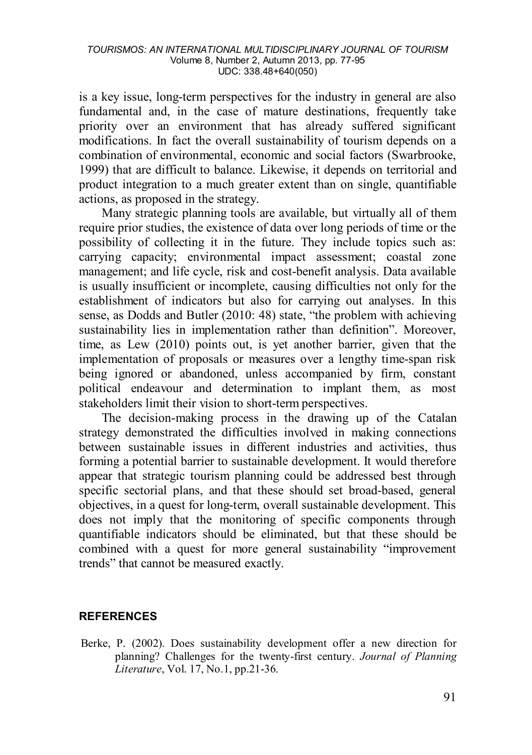is a key issue, long-term perspectives for the industry in general are also fundamental and, in the case of mature destinations, frequently take priority over an environment that has already suffered significant modifications. In fact the overall sustainability of tourism depends on a combination of environmental, economic and social factors (Swarbrooke, 1999) that are difficult to balance. Likewise, it depends on territorial and product integration to a much greater extent than on single, quantifiable actions, as proposed in the strategy.

Many strategic planning tools are available, but virtually all of them require prior studies, the existence of data over long periods of time or the possibility of collecting it in the future. They include topics such as: carrying capacity; environmental impact assessment; coastal zone management; and life cycle, risk and cost-benefit analysis. Data available is usually insufficient or incomplete, causing difficulties not only for the establishment of indicators but also for carrying out analyses. In this sense, as Dodds and Butler (2010: 48) state, "the problem with achieving sustainability lies in implementation rather than definition". Moreover, time, as Lew (2010) points out, is yet another barrier, given that the implementation of proposals or measures over a lengthy time-span risk being ignored or abandoned, unless accompanied by firm, constant political endeavour and determination to implant them, as most stakeholders limit their vision to short-term perspectives.

The decision-making process in the drawing up of the Catalan strategy demonstrated the difficulties involved in making connections between sustainable issues in different industries and activities, thus forming a potential barrier to sustainable development. It would therefore appear that strategic tourism planning could be addressed best through specific sectorial plans, and that these should set broad-based, general objectives, in a quest for long-term, overall sustainable development. This does not imply that the monitoring of specific components through quantifiable indicators should be eliminated, but that these should be combined with a quest for more general sustainability "improvement trends" that cannot be measured exactly.

## REFERENCES

Berke, P. (2002). Does sustainability development offer a new direction for planning? Challenges for the twenty-first century. *Journal of Planning Literature*, Vol. 17, No.1, pp.21-36.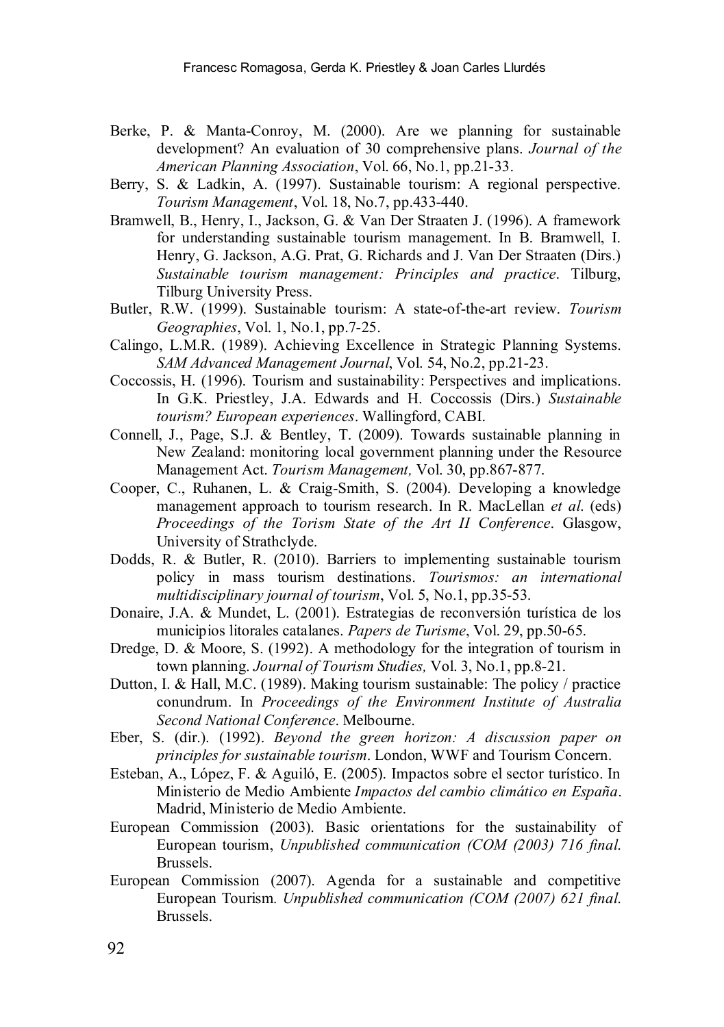Berke, P. & Manta-Conroy, M. (2000). Are we planning for sustainable development? An evaluation of 30 comprehensive plans. *Journal of the American Planning Association*, Vol. 66, No.1, pp.21-33.

Berry, S. & Ladkin, A. (1997). Sustainable tourism: A regional perspective. *Tourism Management*, Vol. 18, No.7, pp.433-440.

Bramwell, B., Henry, I., Jackson, G. & Van Der Straaten J. (1996). A framework for understanding sustainable tourism management. In B. Bramwell, I. Henry, G. Jackson, A.G. Prat, G. Richards and J. Van Der Straaten (Dirs.) *Sustainable tourism management: Principles and practice*. Tilburg, Tilburg University Press.

Butler, R.W. (1999). Sustainable tourism: A state-of-the-art review. *Tourism Geographies*, Vol. 1, No.1, pp.7-25.

Calingo, L.M.R. (1989). Achieving Excellence in Strategic Planning Systems. *SAM Advanced Management Journal*, Vol. 54, No.2, pp.21-23.

Coccossis, H. (1996). Tourism and sustainability: Perspectives and implications. In G.K. Priestley, J.A. Edwards and H. Coccossis (Dirs.) *Sustainable tourism? European experiences*. Wallingford, CABI.

Connell, J., Page, S.J. & Bentley, T. (2009). Towards sustainable planning in New Zealand: monitoring local government planning under the Resource Management Act. *Tourism Management,* Vol. 30, pp.867-877.

Cooper, C., Ruhanen, L. & Craig-Smith, S. (2004). Developing a knowledge management approach to tourism research. In R. MacLellan *et al*. (eds) *Proceedings of the Torism State of the Art II Conference*. Glasgow, University of Strathclyde.

Dodds, R. & Butler, R. (2010). Barriers to implementing sustainable tourism policy in mass tourism destinations. *Tourismos: an international multidisciplinary journal of tourism*, Vol. 5, No.1, pp.35-53.

Donaire, J.A. & Mundet, L. (2001). Estrategias de reconversión turística de los municipios litorales catalanes. *Papers de Turisme*, Vol. 29, pp.50-65.

Dredge, D. & Moore, S. (1992). A methodology for the integration of tourism in town planning. *Journal of Tourism Studies,* Vol. 3, No.1, pp.8-21.

Dutton, I. & Hall, M.C. (1989). Making tourism sustainable: The policy / practice conundrum. In *Proceedings of the Environment Institute of Australia Second National Conference*. Melbourne.

Eber, S. (dir.). (1992). *Beyond the green horizon: A discussion paper on principles for sustainable tourism*. London, WWF and Tourism Concern.

Esteban, A., López, F. & Aguiló, E. (2005). Impactos sobre el sector turístico. In Ministerio de Medio Ambiente *Impactos del cambio climático en España*. Madrid, Ministerio de Medio Ambiente.

European Commission (2003). Basic orientations for the sustainability of European tourism, *Unpublished communication (COM (2003) 716 final*. Brussels.

European Commission (2007). Agenda for a sustainable and competitive European Tourism. *Unpublished communication (COM (2007) 621 final*. Brussels.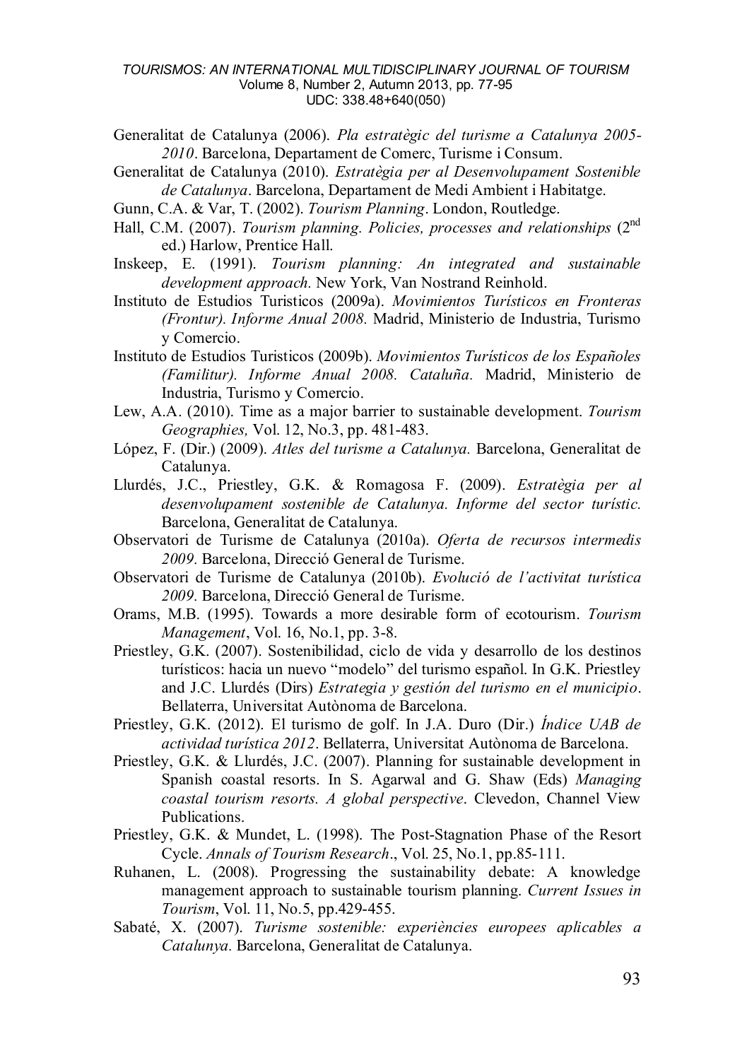Generalitat de Catalunya (2006). *Pla estratègic del turisme a Catalunya 2005-2010*. Barcelona, Departament de Comerc, Turisme i Consum.

Generalitat de Catalunya (2010). *Estratègia per al Desenvolupament Sostenible de Catalunya*. Barcelona, Departament de Medi Ambient i Habitatge.

Gunn, C.A. & Var, T. (2002). *Tourism Planning*. London, Routledge.

Hall, C.M. (2007). *Tourism planning. Policies, processes and relationships* (2nd ed.) Harlow, Prentice Hall.

Inskeep, E. (1991). *Tourism planning: An integrated and sustainable development approach.* New York, Van Nostrand Reinhold.

Instituto de Estudios Turisticos (2009a). *Movimientos Turísticos en Fronteras (Frontur). Informe Anual 2008.* Madrid, Ministerio de Industria, Turismo y Comercio.

Instituto de Estudios Turisticos (2009b). *Movimientos Turísticos de los Españoles (Familitur). Informe Anual 2008. Cataluña.* Madrid, Ministerio de Industria, Turismo y Comercio.

Lew, A.A. (2010). Time as a major barrier to sustainable development. *Tourism Geographies,* Vol. 12, No.3, pp. 481-483.

López, F. (Dir.) (2009). *Atles del turisme a Catalunya.* Barcelona, Generalitat de Catalunya.

Llurdés, J.C., Priestley, G.K. & Romagosa F. (2009). *Estratègia per al desenvolupament sostenible de Catalunya. Informe del sector turístic.* Barcelona, Generalitat de Catalunya.

Observatori de Turisme de Catalunya (2010a). *Oferta de recursos intermedis 2009.* Barcelona, Direcció General de Turisme.

Observatori de Turisme de Catalunya (2010b). *Evolució de l'activitat turística 2009.* Barcelona, Direcció General de Turisme.

Orams, M.B. (1995). Towards a more desirable form of ecotourism. *Tourism Management*, Vol. 16, No.1, pp. 3-8.

Priestley, G.K. (2007). Sostenibilidad, ciclo de vida y desarrollo de los destinos turísticos: hacia un nuevo "modelo" del turismo español. In G.K. Priestley and J.C. Llurdés (Dirs) *Estrategia y gestión del turismo en el municipio*. Bellaterra, Universitat Autònoma de Barcelona.

Priestley, G.K. (2012). El turismo de golf. In J.A. Duro (Dir.) *Índice UAB de actividad turística 2012*. Bellaterra, Universitat Autònoma de Barcelona.

Priestley, G.K. & Llurdés, J.C. (2007). Planning for sustainable development in Spanish coastal resorts. In S. Agarwal and G. Shaw (Eds) *Managing coastal tourism resorts. A global perspective*. Clevedon, Channel View Publications.

Priestley, G.K. & Mundet, L. (1998). The Post-Stagnation Phase of the Resort Cycle. *Annals of Tourism Research*., Vol. 25, No.1, pp.85-111.

Ruhanen, L. (2008). Progressing the sustainability debate: A knowledge management approach to sustainable tourism planning. *Current Issues in Tourism*, Vol. 11, No.5, pp.429-455.

Sabaté, X. (2007). *Turisme sostenible: experiències europees aplicables a Catalunya.* Barcelona, Generalitat de Catalunya.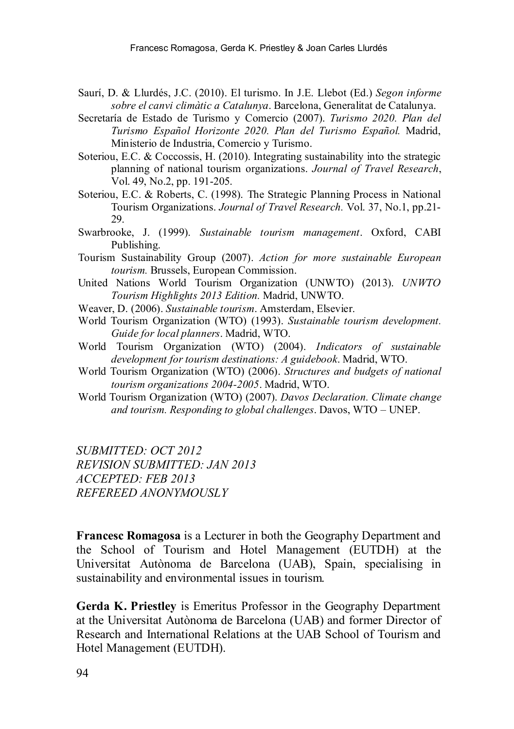Saurí, D. & Llurdés, J.C. (2010). El turismo. In J.E. Llebot (Ed.) *Segon informe sobre el canvi climàtic a Catalunya*. Barcelona, Generalitat de Catalunya.

Secretaría de Estado de Turismo y Comercio (2007). *Turismo 2020. Plan del Turismo Español Horizonte 2020. Plan del Turismo Español.* Madrid, Ministerio de Industria, Comercio y Turismo.

Soteriou, E.C. & Coccossis, H. (2010). Integrating sustainability into the strategic planning of national tourism organizations. *Journal of Travel Research*, Vol. 49, No.2, pp. 191-205.

Soteriou, E.C. & Roberts, C. (1998). The Strategic Planning Process in National Tourism Organizations. *Journal of Travel Research.* Vol. 37, No.1, pp.21-29.

Swarbrooke, J. (1999). *Sustainable tourism management*. Oxford, CABI Publishing.

Tourism Sustainability Group (2007). *Action for more sustainable European tourism.* Brussels, European Commission.

United Nations World Tourism Organization (UNWTO) (2013). *UNWTO Tourism Highlights 2013 Edition.* Madrid, UNWTO.

Weaver, D. (2006). *Sustainable tourism*. Amsterdam, Elsevier.

World Tourism Organization (WTO) (1993). *Sustainable tourism development. Guide for local planners*. Madrid, WTO.

World Tourism Organization (WTO) (2004). *Indicators of sustainable development for tourism destinations: A guidebook*. Madrid, WTO.

World Tourism Organization (WTO) (2006). *Structures and budgets of national tourism organizations 2004-2005*. Madrid, WTO.

World Tourism Organization (WTO) (2007). *Davos Declaration. Climate change and tourism. Responding to global challenges*. Davos, WTO – UNEP.

*SUBMITTED: OCT 2012*
*REVISION SUBMITTED: JAN 2013*
*ACCEPTED: FEB 2013*
*REFEREED ANONYMOUSLY*

**Francesc Romagosa** is a Lecturer in both the Geography Department and the School of Tourism and Hotel Management (EUTDH) at the Universitat Autònoma de Barcelona (UAB), Spain, specialising in sustainability and environmental issues in tourism.

**Gerda K. Priestley** is Emeritus Professor in the Geography Department at the Universitat Autònoma de Barcelona (UAB) and former Director of Research and International Relations at the UAB School of Tourism and Hotel Management (EUTDH).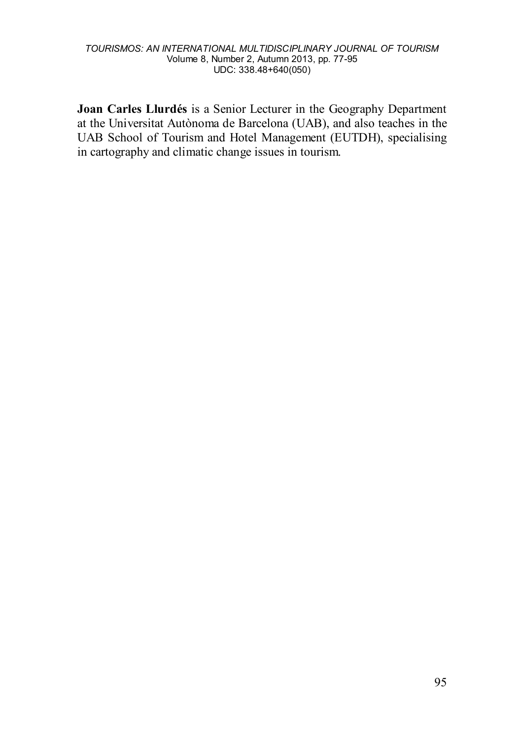**Joan Carles Llurdés** is a Senior Lecturer in the Geography Department at the Universitat Autònoma de Barcelona (UAB), and also teaches in the UAB School of Tourism and Hotel Management (EUTDH), specialising in cartography and climatic change issues in tourism.